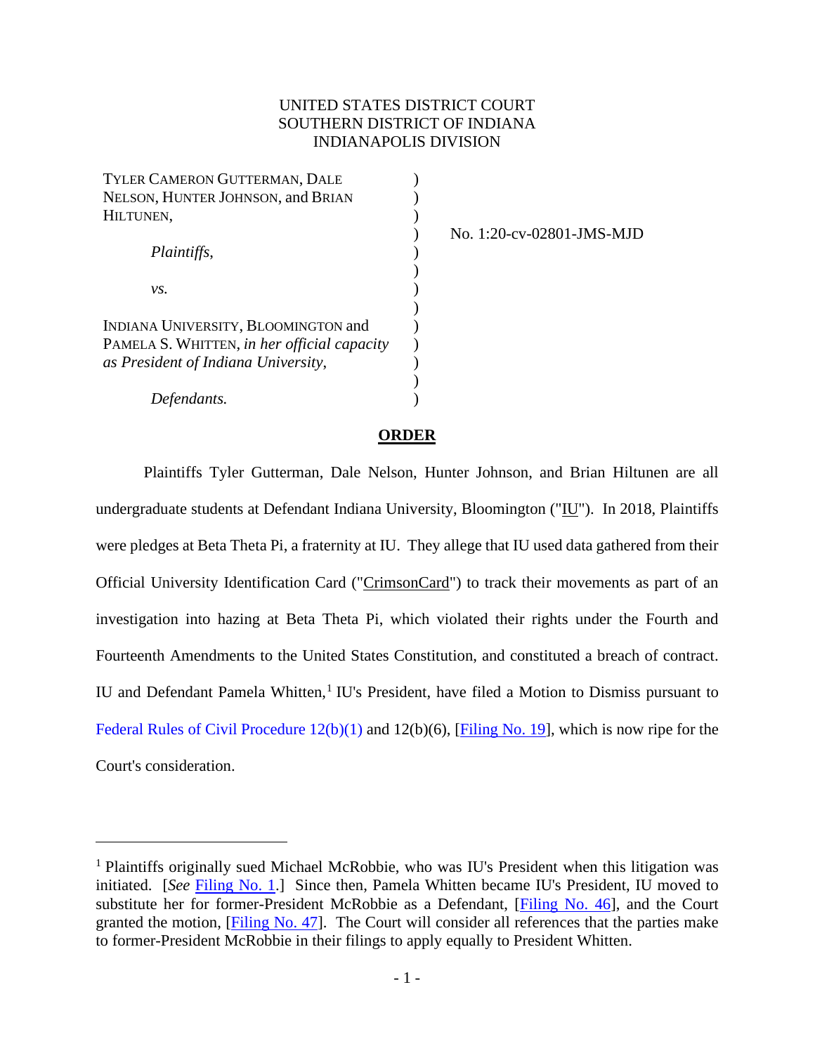UNITED STATES DISTRICT COURT
SOUTHERN DISTRICT OF INDIANA
INDIANAPOLIS DIVISION

TYLER CAMERON GUTTERMAN, DALE NELSON, HUNTER JOHNSON, and BRIAN HILTUNEN,

*Plaintiffs,*

*vs.*

INDIANA UNIVERSITY, BLOOMINGTON and PAMELA S. WHITTEN, *in her official capacity as President of Indiana University*,

*Defendants.*

No. 1:20-cv-02801-JMS-MJD

**ORDER**

Plaintiffs Tyler Gutterman, Dale Nelson, Hunter Johnson, and Brian Hiltunen are all undergraduate students at Defendant Indiana University, Bloomington ("IU"). In 2018, Plaintiffs were pledges at Beta Theta Pi, a fraternity at IU. They allege that IU used data gathered from their Official University Identification Card ("CrimsonCard") to track their movements as part of an investigation into hazing at Beta Theta Pi, which violated their rights under the Fourth and Fourteenth Amendments to the United States Constitution, and constituted a breach of contract. IU and Defendant Pamela Whitten,[1] IU's President, have filed a Motion to Dismiss pursuant to Federal Rules of Civil Procedure 12(b)(1) and 12(b)(6), [Filing No. 19], which is now ripe for the Court's consideration.

[1] Plaintiffs originally sued Michael McRobbie, who was IU's President when this litigation was initiated. [*See* Filing No. 1.] Since then, Pamela Whitten became IU's President, IU moved to substitute her for former-President McRobbie as a Defendant, [Filing No. 46], and the Court granted the motion, [Filing No. 47]. The Court will consider all references that the parties make to former-President McRobbie in their filings to apply equally to President Whitten.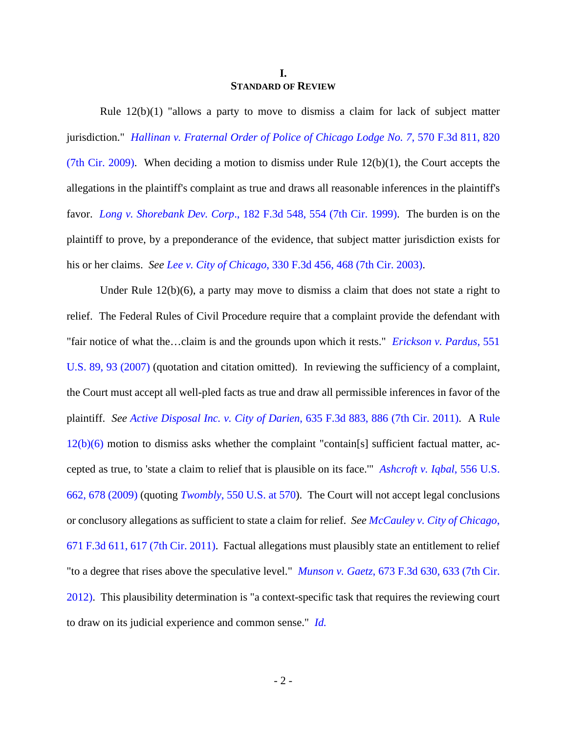## I.
## STANDARD OF REVIEW

Rule 12(b)(1) "allows a party to move to dismiss a claim for lack of subject matter jurisdiction." *Hallinan v. Fraternal Order of Police of Chicago Lodge No. 7*, 570 F.3d 811, 820 (7th Cir. 2009). When deciding a motion to dismiss under Rule 12(b)(1), the Court accepts the allegations in the plaintiff's complaint as true and draws all reasonable inferences in the plaintiff's favor. *Long v. Shorebank Dev. Corp.*, 182 F.3d 548, 554 (7th Cir. 1999). The burden is on the plaintiff to prove, by a preponderance of the evidence, that subject matter jurisdiction exists for his or her claims. *See Lee v. City of Chicago*, 330 F.3d 456, 468 (7th Cir. 2003).

Under Rule 12(b)(6), a party may move to dismiss a claim that does not state a right to relief. The Federal Rules of Civil Procedure require that a complaint provide the defendant with "fair notice of what the…claim is and the grounds upon which it rests." *Erickson v. Pardus*, 551 U.S. 89, 93 (2007) (quotation and citation omitted). In reviewing the sufficiency of a complaint, the Court must accept all well-pled facts as true and draw all permissible inferences in favor of the plaintiff. *See Active Disposal Inc. v. City of Darien*, 635 F.3d 883, 886 (7th Cir. 2011). A Rule 12(b)(6) motion to dismiss asks whether the complaint "contain[s] sufficient factual matter, accepted as true, to 'state a claim to relief that is plausible on its face.'" *Ashcroft v. Iqbal*, 556 U.S. 662, 678 (2009) (quoting *Twombly*, 550 U.S. at 570). The Court will not accept legal conclusions or conclusory allegations as sufficient to state a claim for relief. *See McCauley v. City of Chicago*, 671 F.3d 611, 617 (7th Cir. 2011). Factual allegations must plausibly state an entitlement to relief "to a degree that rises above the speculative level." *Munson v. Gaetz*, 673 F.3d 630, 633 (7th Cir. 2012). This plausibility determination is "a context-specific task that requires the reviewing court to draw on its judicial experience and common sense." *Id.*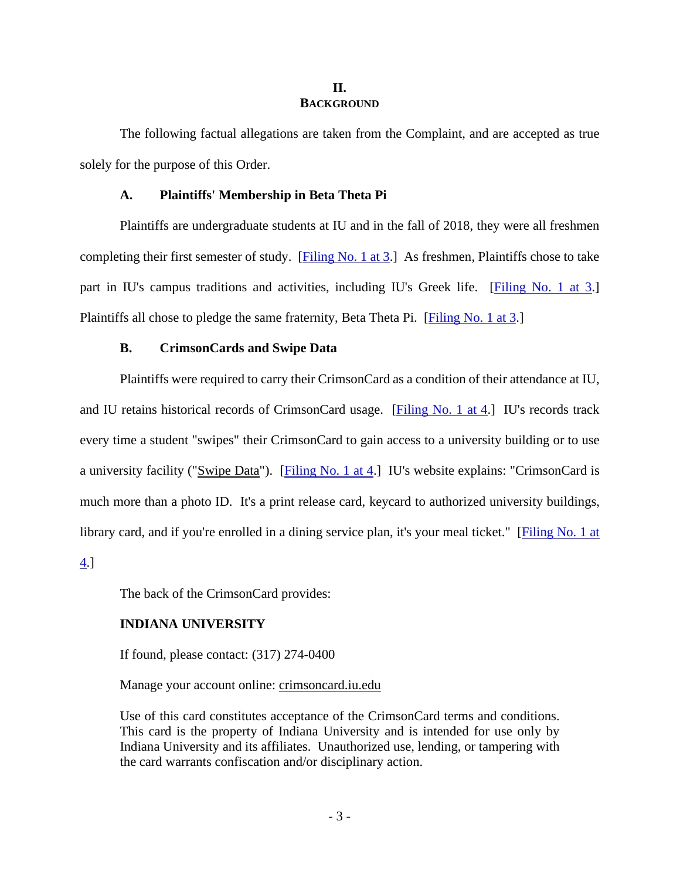## II.
## BACKGROUND

The following factual allegations are taken from the Complaint, and are accepted as true solely for the purpose of this Order.

### A. Plaintiffs' Membership in Beta Theta Pi

Plaintiffs are undergraduate students at IU and in the fall of 2018, they were all freshmen completing their first semester of study. [Filing No. 1 at 3.] As freshmen, Plaintiffs chose to take part in IU's campus traditions and activities, including IU's Greek life. [Filing No. 1 at 3.] Plaintiffs all chose to pledge the same fraternity, Beta Theta Pi. [Filing No. 1 at 3.]

### B. CrimsonCards and Swipe Data

Plaintiffs were required to carry their CrimsonCard as a condition of their attendance at IU, and IU retains historical records of CrimsonCard usage. [Filing No. 1 at 4.] IU's records track every time a student "swipes" their CrimsonCard to gain access to a university building or to use a university facility ("Swipe Data"). [Filing No. 1 at 4.] IU's website explains: "CrimsonCard is much more than a photo ID. It's a print release card, keycard to authorized university buildings, library card, and if you're enrolled in a dining service plan, it's your meal ticket." [Filing No. 1 at 4.]

The back of the CrimsonCard provides:

> **INDIANA UNIVERSITY**
>
> If found, please contact: (317) 274-0400
>
> Manage your account online: crimsoncard.iu.edu
>
> Use of this card constitutes acceptance of the CrimsonCard terms and conditions. This card is the property of Indiana University and is intended for use only by Indiana University and its affiliates. Unauthorized use, lending, or tampering with the card warrants confiscation and/or disciplinary action.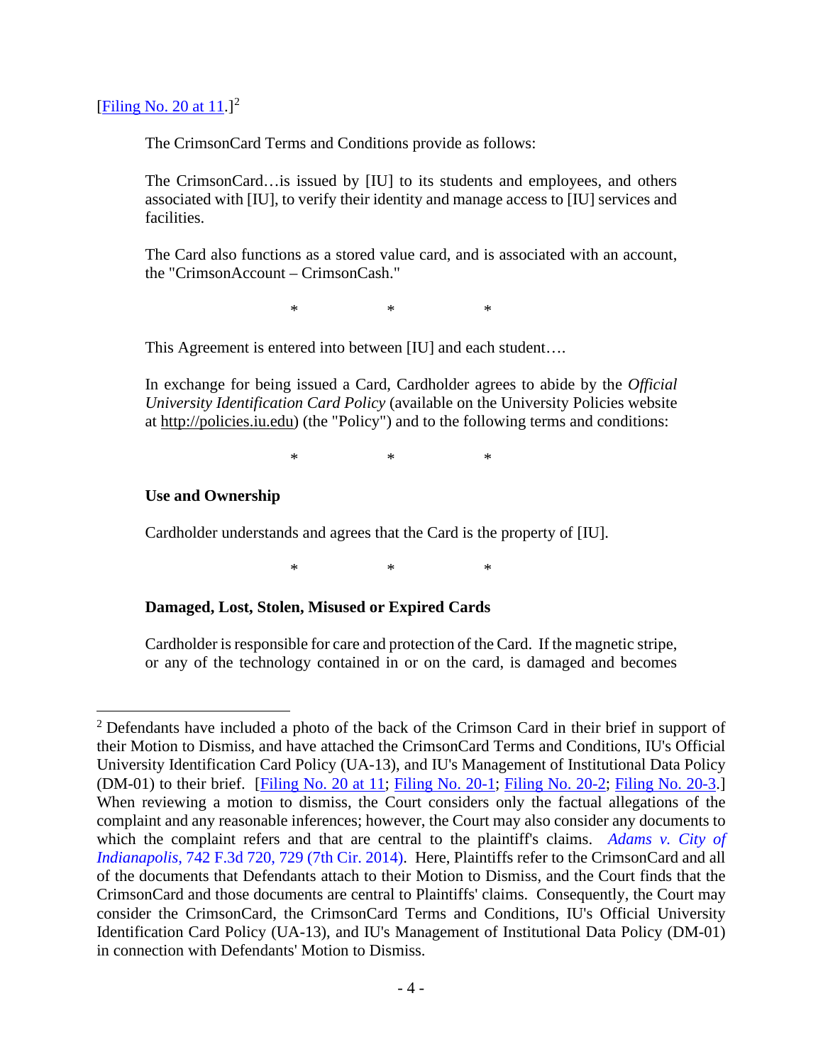[Filing No. 20 at 11.][2]

> The CrimsonCard Terms and Conditions provide as follows:
>
> The CrimsonCard…is issued by [IU] to its students and employees, and others associated with [IU], to verify their identity and manage access to [IU] services and facilities.
>
> The Card also functions as a stored value card, and is associated with an account, the "CrimsonAccount – CrimsonCash."
>
> \* \* \*
>
> This Agreement is entered into between [IU] and each student….
>
> In exchange for being issued a Card, Cardholder agrees to abide by the *Official University Identification Card Policy* (available on the University Policies website at http://policies.iu.edu) (the "Policy") and to the following terms and conditions:
>
> \* \* \*
>
> **Use and Ownership**
>
> Cardholder understands and agrees that the Card is the property of [IU].
>
> \* \* \*
>
> **Damaged, Lost, Stolen, Misused or Expired Cards**
>
> Cardholder is responsible for care and protection of the Card. If the magnetic stripe, or any of the technology contained in or on the card, is damaged and becomes

[2] Defendants have included a photo of the back of the Crimson Card in their brief in support of their Motion to Dismiss, and have attached the CrimsonCard Terms and Conditions, IU's Official University Identification Card Policy (UA-13), and IU's Management of Institutional Data Policy (DM-01) to their brief. [Filing No. 20 at 11; Filing No. 20-1; Filing No. 20-2; Filing No. 20-3.] When reviewing a motion to dismiss, the Court considers only the factual allegations of the complaint and any reasonable inferences; however, the Court may also consider any documents to which the complaint refers and that are central to the plaintiff's claims. *Adams v. City of Indianapolis*, 742 F.3d 720, 729 (7th Cir. 2014). Here, Plaintiffs refer to the CrimsonCard and all of the documents that Defendants attach to their Motion to Dismiss, and the Court finds that the CrimsonCard and those documents are central to Plaintiffs' claims. Consequently, the Court may consider the CrimsonCard, the CrimsonCard Terms and Conditions, IU's Official University Identification Card Policy (UA-13), and IU's Management of Institutional Data Policy (DM-01) in connection with Defendants' Motion to Dismiss.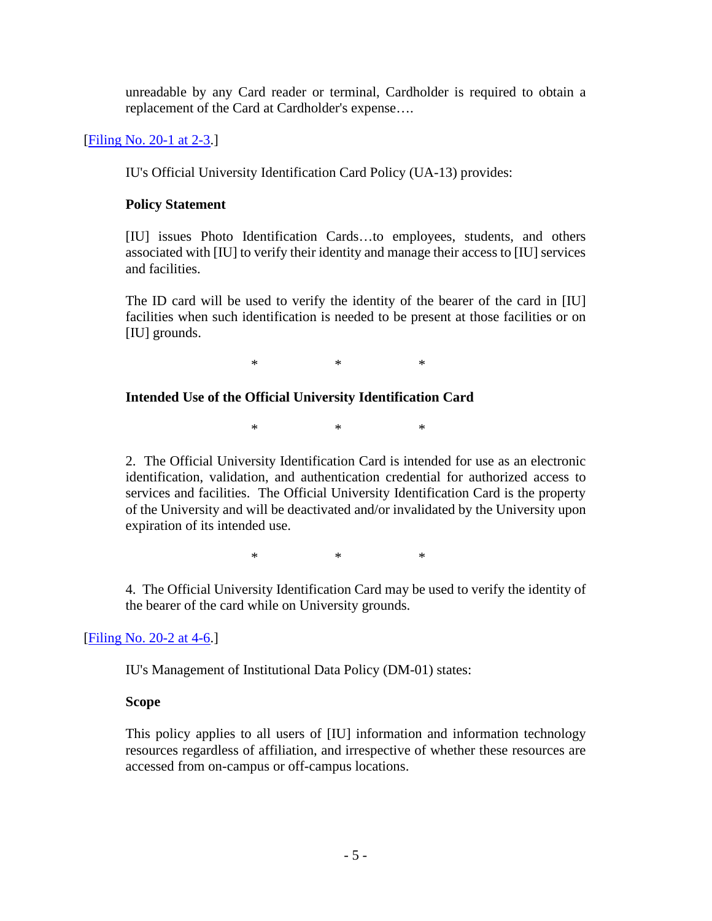unreadable by any Card reader or terminal, Cardholder is required to obtain a replacement of the Card at Cardholder's expense….

[Filing No. 20-1 at 2-3.]

IU's Official University Identification Card Policy (UA-13) provides:

**Policy Statement**

[IU] issues Photo Identification Cards…to employees, students, and others associated with [IU] to verify their identity and manage their access to [IU] services and facilities.

The ID card will be used to verify the identity of the bearer of the card in [IU] facilities when such identification is needed to be present at those facilities or on [IU] grounds.

\* \* \*

**Intended Use of the Official University Identification Card**

\* \* \*

2. The Official University Identification Card is intended for use as an electronic identification, validation, and authentication credential for authorized access to services and facilities. The Official University Identification Card is the property of the University and will be deactivated and/or invalidated by the University upon expiration of its intended use.

\* \* \*

4. The Official University Identification Card may be used to verify the identity of the bearer of the card while on University grounds.

[Filing No. 20-2 at 4-6.]

IU's Management of Institutional Data Policy (DM-01) states:

**Scope**

This policy applies to all users of [IU] information and information technology resources regardless of affiliation, and irrespective of whether these resources are accessed from on-campus or off-campus locations.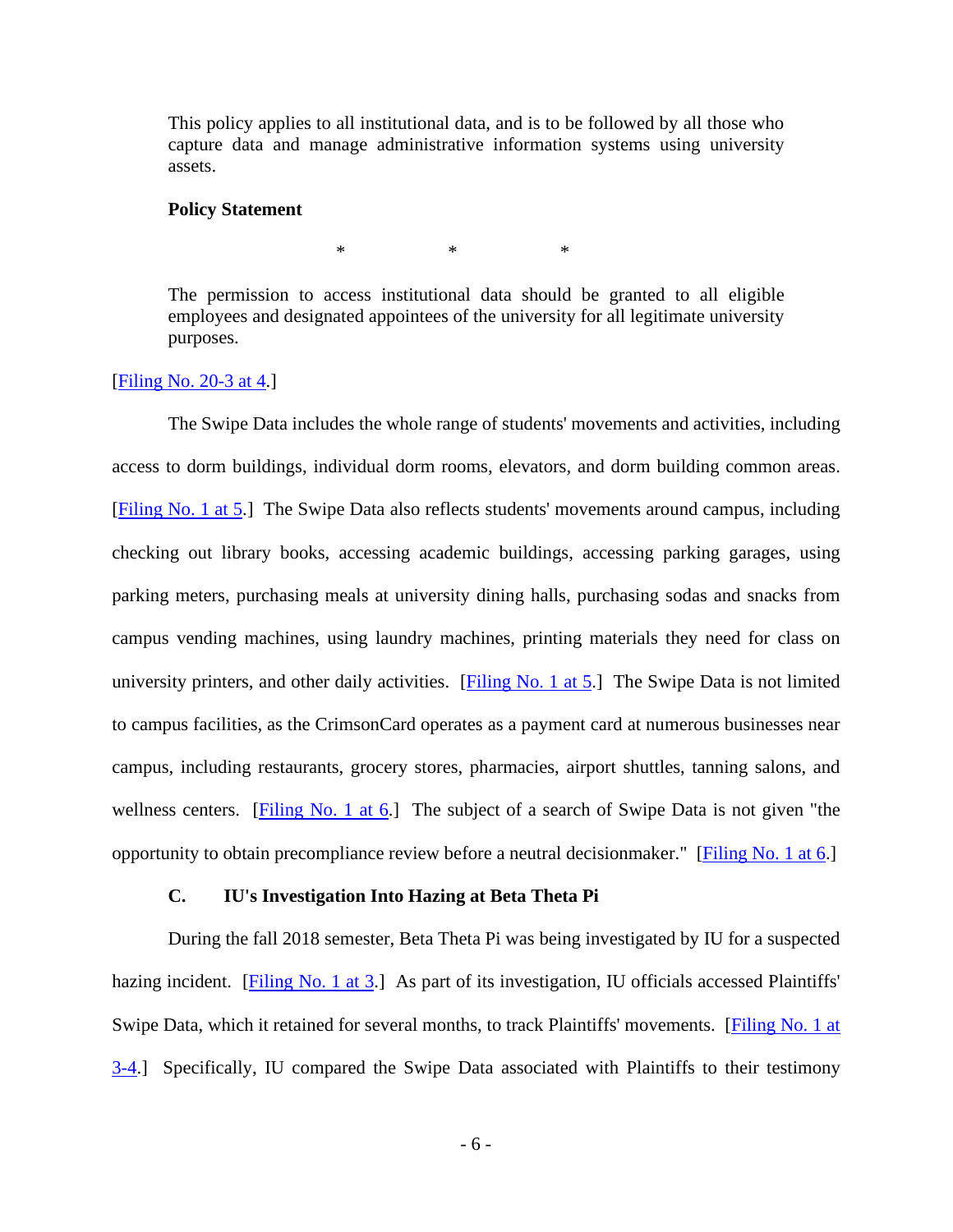> This policy applies to all institutional data, and is to be followed by all those who capture data and manage administrative information systems using university assets.
>
> **Policy Statement**
>
> \* \* \*
>
> The permission to access institutional data should be granted to all eligible employees and designated appointees of the university for all legitimate university purposes.

[Filing No. 20-3 at 4.]

The Swipe Data includes the whole range of students' movements and activities, including access to dorm buildings, individual dorm rooms, elevators, and dorm building common areas. [Filing No. 1 at 5.] The Swipe Data also reflects students' movements around campus, including checking out library books, accessing academic buildings, accessing parking garages, using parking meters, purchasing meals at university dining halls, purchasing sodas and snacks from campus vending machines, using laundry machines, printing materials they need for class on university printers, and other daily activities. [Filing No. 1 at 5.] The Swipe Data is not limited to campus facilities, as the CrimsonCard operates as a payment card at numerous businesses near campus, including restaurants, grocery stores, pharmacies, airport shuttles, tanning salons, and wellness centers. [Filing No. 1 at 6.] The subject of a search of Swipe Data is not given "the opportunity to obtain precompliance review before a neutral decisionmaker." [Filing No. 1 at 6.]

### C. IU's Investigation Into Hazing at Beta Theta Pi

During the fall 2018 semester, Beta Theta Pi was being investigated by IU for a suspected hazing incident. [Filing No. 1 at 3.] As part of its investigation, IU officials accessed Plaintiffs' Swipe Data, which it retained for several months, to track Plaintiffs' movements. [Filing No. 1 at 3-4.] Specifically, IU compared the Swipe Data associated with Plaintiffs to their testimony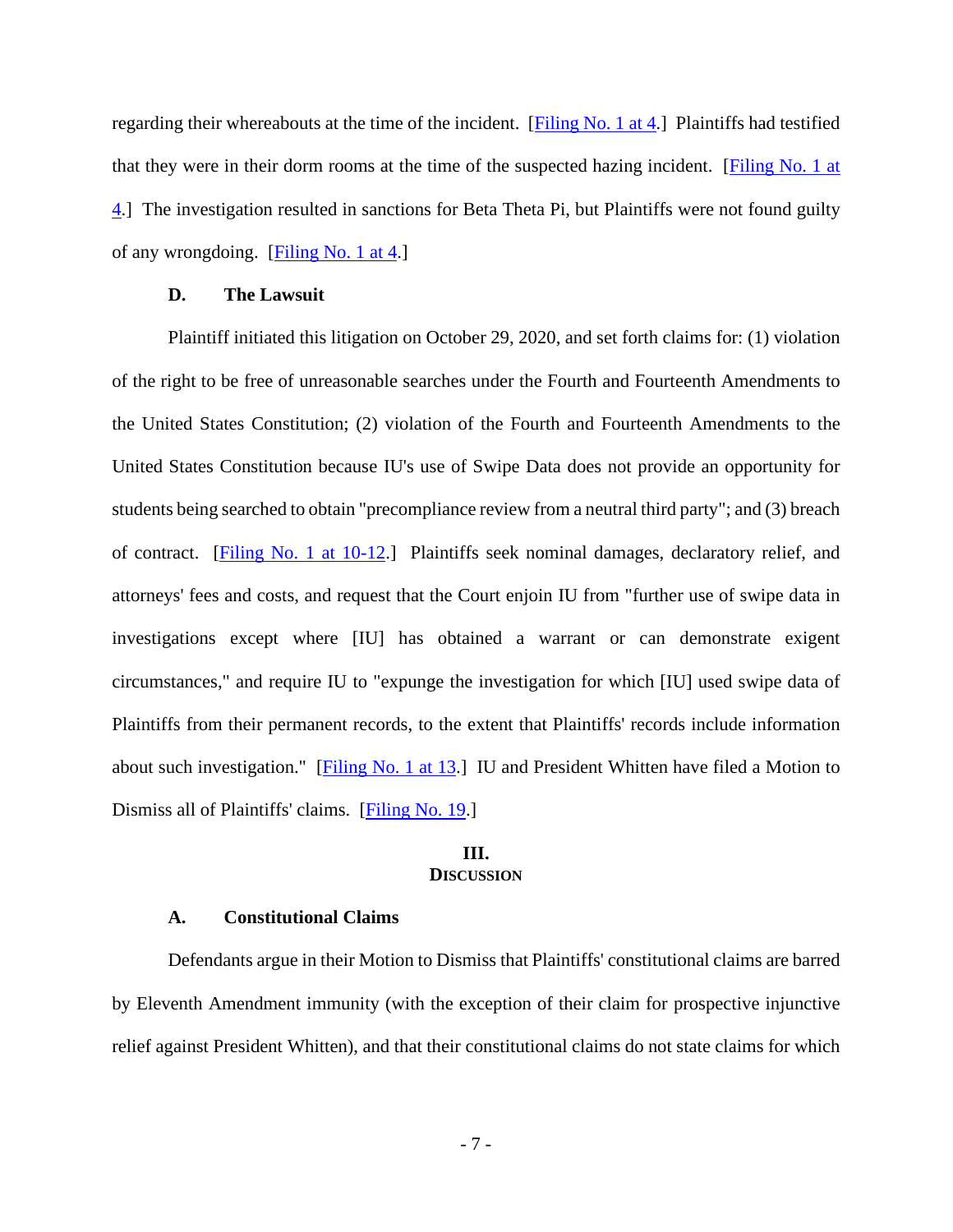regarding their whereabouts at the time of the incident. [Filing No. 1 at 4.] Plaintiffs had testified that they were in their dorm rooms at the time of the suspected hazing incident. [Filing No. 1 at 4.] The investigation resulted in sanctions for Beta Theta Pi, but Plaintiffs were not found guilty of any wrongdoing. [Filing No. 1 at 4.]

### D. The Lawsuit

Plaintiff initiated this litigation on October 29, 2020, and set forth claims for: (1) violation of the right to be free of unreasonable searches under the Fourth and Fourteenth Amendments to the United States Constitution; (2) violation of the Fourth and Fourteenth Amendments to the United States Constitution because IU's use of Swipe Data does not provide an opportunity for students being searched to obtain "precompliance review from a neutral third party"; and (3) breach of contract. [Filing No. 1 at 10-12.] Plaintiffs seek nominal damages, declaratory relief, and attorneys' fees and costs, and request that the Court enjoin IU from "further use of swipe data in investigations except where [IU] has obtained a warrant or can demonstrate exigent circumstances," and require IU to "expunge the investigation for which [IU] used swipe data of Plaintiffs from their permanent records, to the extent that Plaintiffs' records include information about such investigation." [Filing No. 1 at 13.] IU and President Whitten have filed a Motion to Dismiss all of Plaintiffs' claims. [Filing No. 19.]

## III. DISCUSSION

### A. Constitutional Claims

Defendants argue in their Motion to Dismiss that Plaintiffs' constitutional claims are barred by Eleventh Amendment immunity (with the exception of their claim for prospective injunctive relief against President Whitten), and that their constitutional claims do not state claims for which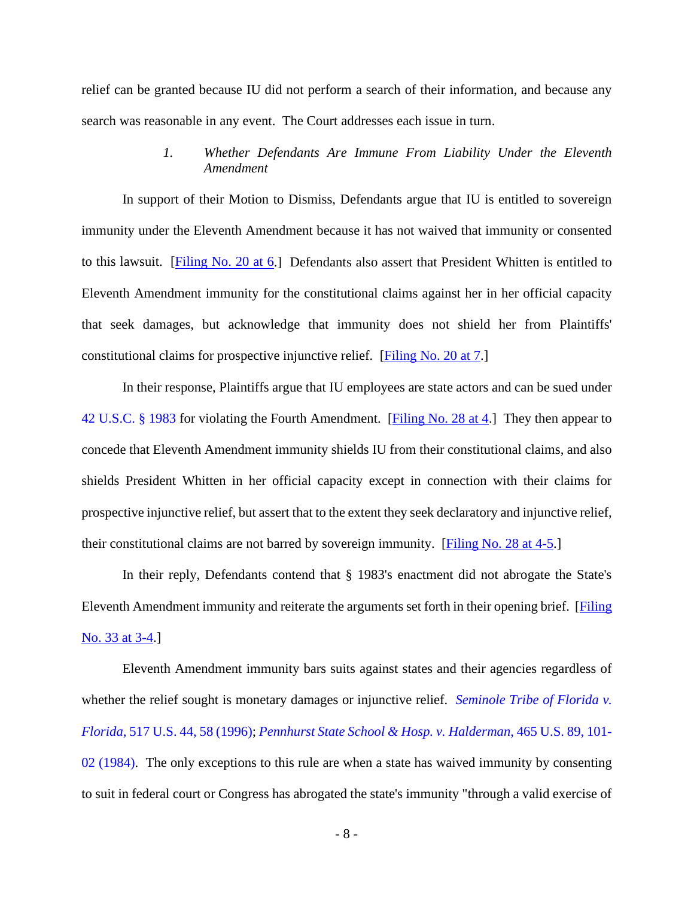relief can be granted because IU did not perform a search of their information, and because any search was reasonable in any event. The Court addresses each issue in turn.

### 1. *Whether Defendants Are Immune From Liability Under the Eleventh Amendment*

In support of their Motion to Dismiss, Defendants argue that IU is entitled to sovereign immunity under the Eleventh Amendment because it has not waived that immunity or consented to this lawsuit. [Filing No. 20 at 6.] Defendants also assert that President Whitten is entitled to Eleventh Amendment immunity for the constitutional claims against her in her official capacity that seek damages, but acknowledge that immunity does not shield her from Plaintiffs' constitutional claims for prospective injunctive relief. [Filing No. 20 at 7.]

In their response, Plaintiffs argue that IU employees are state actors and can be sued under 42 U.S.C. § 1983 for violating the Fourth Amendment. [Filing No. 28 at 4.] They then appear to concede that Eleventh Amendment immunity shields IU from their constitutional claims, and also shields President Whitten in her official capacity except in connection with their claims for prospective injunctive relief, but assert that to the extent they seek declaratory and injunctive relief, their constitutional claims are not barred by sovereign immunity. [Filing No. 28 at 4-5.]

In their reply, Defendants contend that § 1983's enactment did not abrogate the State's Eleventh Amendment immunity and reiterate the arguments set forth in their opening brief. [Filing No. 33 at 3-4.]

Eleventh Amendment immunity bars suits against states and their agencies regardless of whether the relief sought is monetary damages or injunctive relief. *Seminole Tribe of Florida v. Florida*, 517 U.S. 44, 58 (1996); *Pennhurst State School & Hosp. v. Halderman*, 465 U.S. 89, 101-02 (1984). The only exceptions to this rule are when a state has waived immunity by consenting to suit in federal court or Congress has abrogated the state's immunity "through a valid exercise of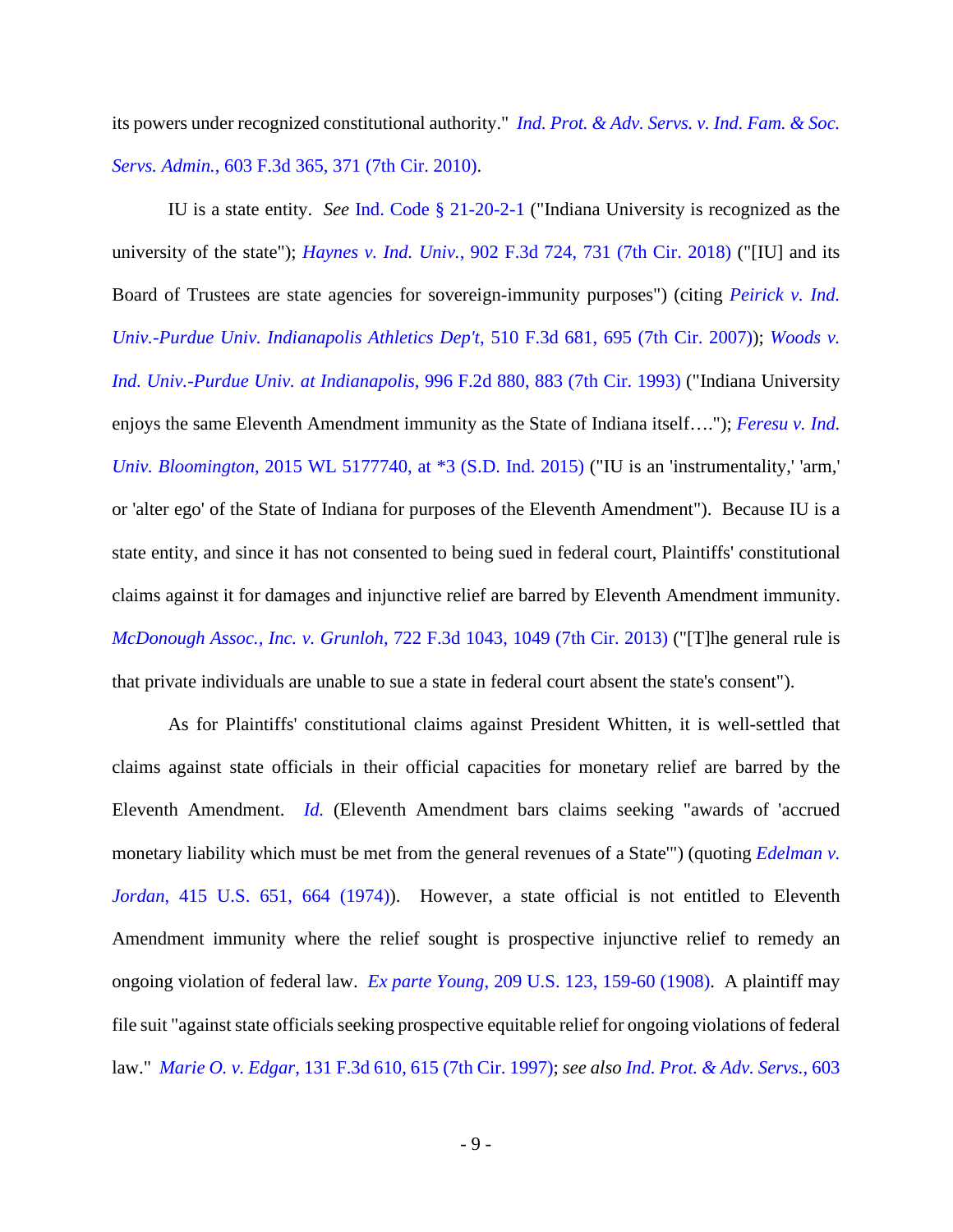its powers under recognized constitutional authority." *Ind. Prot. & Adv. Servs. v. Ind. Fam. & Soc. Servs. Admin.*, 603 F.3d 365, 371 (7th Cir. 2010).

IU is a state entity. *See* Ind. Code § 21-20-2-1 ("Indiana University is recognized as the university of the state"); *Haynes v. Ind. Univ.*, 902 F.3d 724, 731 (7th Cir. 2018) ("[IU] and its Board of Trustees are state agencies for sovereign-immunity purposes") (citing *Peirick v. Ind. Univ.-Purdue Univ. Indianapolis Athletics Dep't*, 510 F.3d 681, 695 (7th Cir. 2007)); *Woods v. Ind. Univ.-Purdue Univ. at Indianapolis*, 996 F.2d 880, 883 (7th Cir. 1993) ("Indiana University enjoys the same Eleventh Amendment immunity as the State of Indiana itself…."); *Feresu v. Ind. Univ. Bloomington*, 2015 WL 5177740, at *3 (S.D. Ind. 2015) ("IU is an 'instrumentality,' 'arm,' or 'alter ego' of the State of Indiana for purposes of the Eleventh Amendment"). Because IU is a state entity, and since it has not consented to being sued in federal court, Plaintiffs' constitutional claims against it for damages and injunctive relief are barred by Eleventh Amendment immunity. *McDonough Assoc., Inc. v. Grunloh*, 722 F.3d 1043, 1049 (7th Cir. 2013) ("[T]he general rule is that private individuals are unable to sue a state in federal court absent the state's consent").

As for Plaintiffs' constitutional claims against President Whitten, it is well-settled that claims against state officials in their official capacities for monetary relief are barred by the Eleventh Amendment. *Id.* (Eleventh Amendment bars claims seeking "awards of 'accrued monetary liability which must be met from the general revenues of a State'") (quoting *Edelman v. Jordan*, 415 U.S. 651, 664 (1974)). However, a state official is not entitled to Eleventh Amendment immunity where the relief sought is prospective injunctive relief to remedy an ongoing violation of federal law. *Ex parte Young*, 209 U.S. 123, 159-60 (1908). A plaintiff may file suit "against state officials seeking prospective equitable relief for ongoing violations of federal law." *Marie O. v. Edgar*, 131 F.3d 610, 615 (7th Cir. 1997); *see also Ind. Prot. & Adv. Servs.*, 603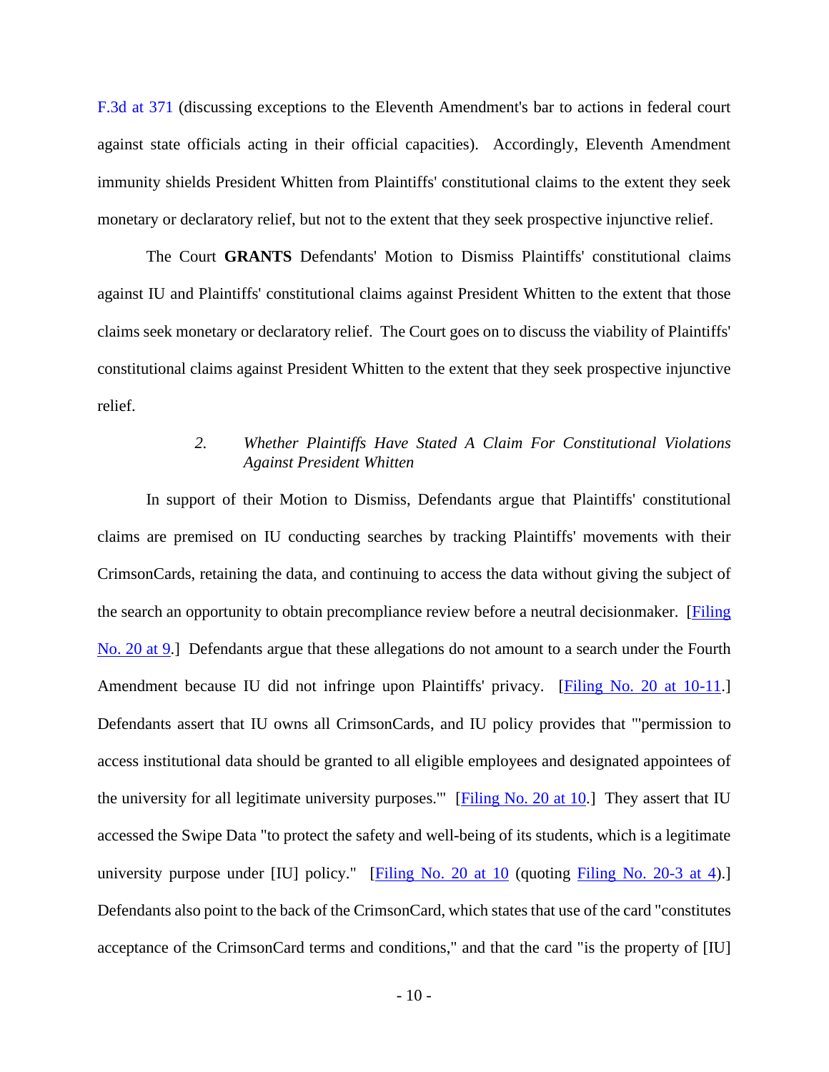F.3d at 371 (discussing exceptions to the Eleventh Amendment's bar to actions in federal court against state officials acting in their official capacities). Accordingly, Eleventh Amendment immunity shields President Whitten from Plaintiffs' constitutional claims to the extent they seek monetary or declaratory relief, but not to the extent that they seek prospective injunctive relief.

The Court **GRANTS** Defendants' Motion to Dismiss Plaintiffs' constitutional claims against IU and Plaintiffs' constitutional claims against President Whitten to the extent that those claims seek monetary or declaratory relief. The Court goes on to discuss the viability of Plaintiffs' constitutional claims against President Whitten to the extent that they seek prospective injunctive relief.

### 2. *Whether Plaintiffs Have Stated A Claim For Constitutional Violations Against President Whitten*

In support of their Motion to Dismiss, Defendants argue that Plaintiffs' constitutional claims are premised on IU conducting searches by tracking Plaintiffs' movements with their CrimsonCards, retaining the data, and continuing to access the data without giving the subject of the search an opportunity to obtain precompliance review before a neutral decisionmaker. [Filing No. 20 at 9.] Defendants argue that these allegations do not amount to a search under the Fourth Amendment because IU did not infringe upon Plaintiffs' privacy. [Filing No. 20 at 10-11.] Defendants assert that IU owns all CrimsonCards, and IU policy provides that "'permission to access institutional data should be granted to all eligible employees and designated appointees of the university for all legitimate university purposes.'" [Filing No. 20 at 10.] They assert that IU accessed the Swipe Data "to protect the safety and well-being of its students, which is a legitimate university purpose under [IU] policy." [Filing No. 20 at 10 (quoting Filing No. 20-3 at 4).] Defendants also point to the back of the CrimsonCard, which states that use of the card "constitutes acceptance of the CrimsonCard terms and conditions," and that the card "is the property of [IU]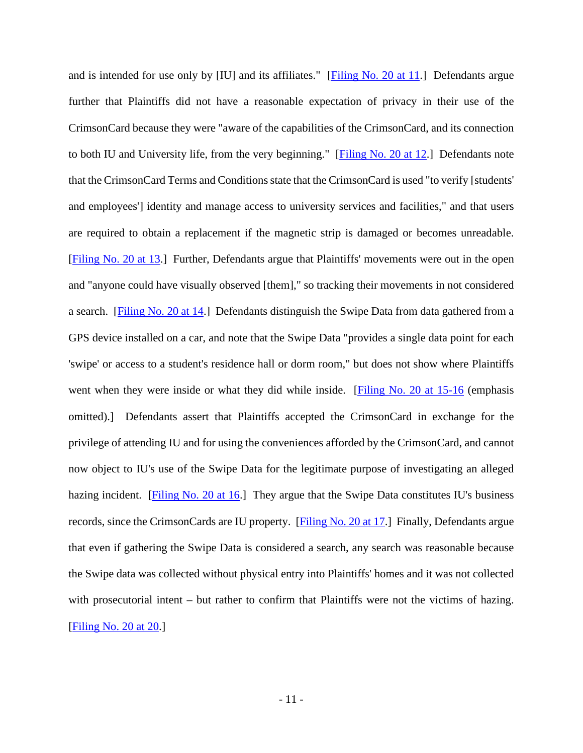and is intended for use only by [IU] and its affiliates." [Filing No. 20 at 11.] Defendants argue further that Plaintiffs did not have a reasonable expectation of privacy in their use of the CrimsonCard because they were "aware of the capabilities of the CrimsonCard, and its connection to both IU and University life, from the very beginning." [Filing No. 20 at 12.] Defendants note that the CrimsonCard Terms and Conditions state that the CrimsonCard is used "to verify [students' and employees'] identity and manage access to university services and facilities," and that users are required to obtain a replacement if the magnetic strip is damaged or becomes unreadable. [Filing No. 20 at 13.] Further, Defendants argue that Plaintiffs' movements were out in the open and "anyone could have visually observed [them]," so tracking their movements in not considered a search. [Filing No. 20 at 14.] Defendants distinguish the Swipe Data from data gathered from a GPS device installed on a car, and note that the Swipe Data "provides a single data point for each 'swipe' or access to a student's residence hall or dorm room," but does not show where Plaintiffs went when they were inside or what they did while inside. [Filing No. 20 at 15-16 (emphasis omitted).] Defendants assert that Plaintiffs accepted the CrimsonCard in exchange for the privilege of attending IU and for using the conveniences afforded by the CrimsonCard, and cannot now object to IU's use of the Swipe Data for the legitimate purpose of investigating an alleged hazing incident. [Filing No. 20 at 16.] They argue that the Swipe Data constitutes IU's business records, since the CrimsonCards are IU property. [Filing No. 20 at 17.] Finally, Defendants argue that even if gathering the Swipe Data is considered a search, any search was reasonable because the Swipe data was collected without physical entry into Plaintiffs' homes and it was not collected with prosecutorial intent – but rather to confirm that Plaintiffs were not the victims of hazing. [Filing No. 20 at 20.]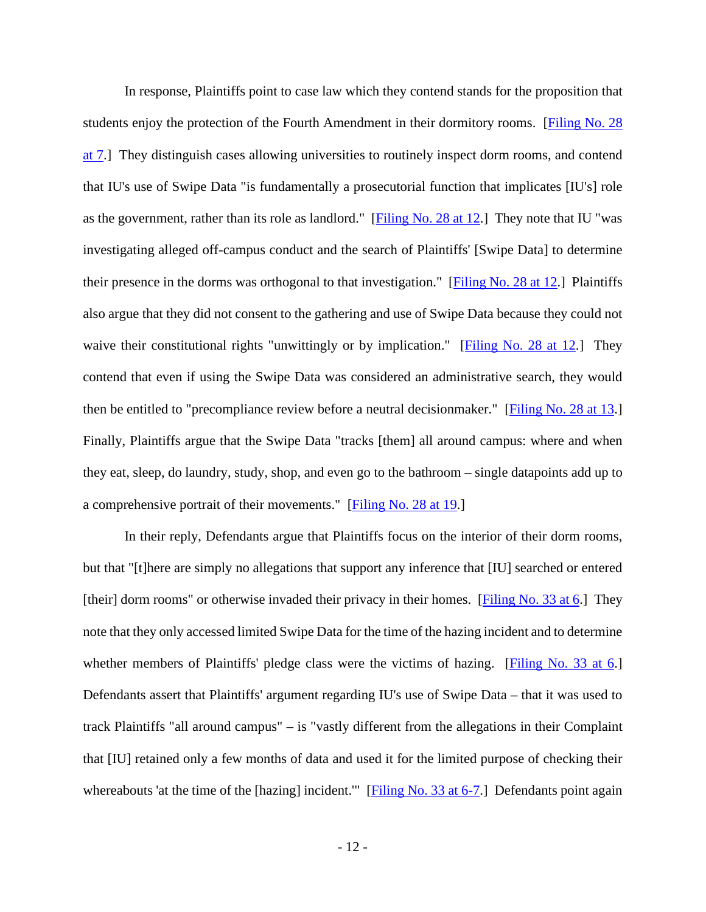In response, Plaintiffs point to case law which they contend stands for the proposition that students enjoy the protection of the Fourth Amendment in their dormitory rooms. [Filing No. 28 at 7.] They distinguish cases allowing universities to routinely inspect dorm rooms, and contend that IU's use of Swipe Data "is fundamentally a prosecutorial function that implicates [IU's] role as the government, rather than its role as landlord." [Filing No. 28 at 12.] They note that IU "was investigating alleged off-campus conduct and the search of Plaintiffs' [Swipe Data] to determine their presence in the dorms was orthogonal to that investigation." [Filing No. 28 at 12.] Plaintiffs also argue that they did not consent to the gathering and use of Swipe Data because they could not waive their constitutional rights "unwittingly or by implication." [Filing No. 28 at 12.] They contend that even if using the Swipe Data was considered an administrative search, they would then be entitled to "precompliance review before a neutral decisionmaker." [Filing No. 28 at 13.] Finally, Plaintiffs argue that the Swipe Data "tracks [them] all around campus: where and when they eat, sleep, do laundry, study, shop, and even go to the bathroom – single datapoints add up to a comprehensive portrait of their movements." [Filing No. 28 at 19.]

In their reply, Defendants argue that Plaintiffs focus on the interior of their dorm rooms, but that "[t]here are simply no allegations that support any inference that [IU] searched or entered [their] dorm rooms" or otherwise invaded their privacy in their homes. [Filing No. 33 at 6.] They note that they only accessed limited Swipe Data for the time of the hazing incident and to determine whether members of Plaintiffs' pledge class were the victims of hazing. [Filing No. 33 at 6.] Defendants assert that Plaintiffs' argument regarding IU's use of Swipe Data – that it was used to track Plaintiffs "all around campus" – is "vastly different from the allegations in their Complaint that [IU] retained only a few months of data and used it for the limited purpose of checking their whereabouts 'at the time of the [hazing] incident.'" [Filing No. 33 at 6-7.] Defendants point again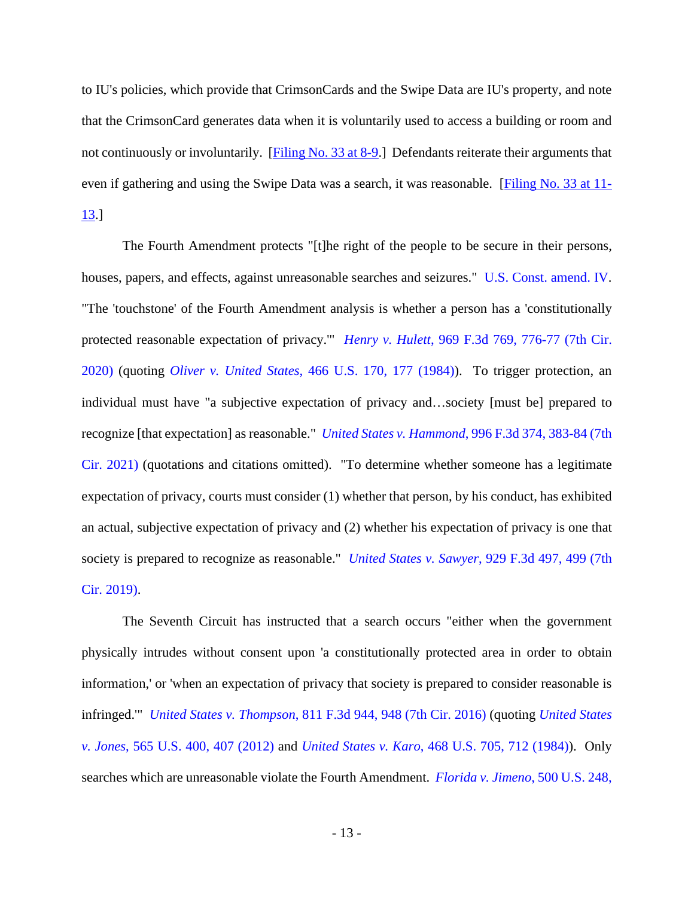to IU's policies, which provide that CrimsonCards and the Swipe Data are IU's property, and note that the CrimsonCard generates data when it is voluntarily used to access a building or room and not continuously or involuntarily. [Filing No. 33 at 8-9.] Defendants reiterate their arguments that even if gathering and using the Swipe Data was a search, it was reasonable. [Filing No. 33 at 11-13.]

The Fourth Amendment protects "[t]he right of the people to be secure in their persons, houses, papers, and effects, against unreasonable searches and seizures." U.S. Const. amend. IV. "The 'touchstone' of the Fourth Amendment analysis is whether a person has a 'constitutionally protected reasonable expectation of privacy.'" *Henry v. Hulett*, 969 F.3d 769, 776-77 (7th Cir. 2020) (quoting *Oliver v. United States*, 466 U.S. 170, 177 (1984)). To trigger protection, an individual must have "a subjective expectation of privacy and…society [must be] prepared to recognize [that expectation] as reasonable." *United States v. Hammond*, 996 F.3d 374, 383-84 (7th Cir. 2021) (quotations and citations omitted). "To determine whether someone has a legitimate expectation of privacy, courts must consider (1) whether that person, by his conduct, has exhibited an actual, subjective expectation of privacy and (2) whether his expectation of privacy is one that society is prepared to recognize as reasonable." *United States v. Sawyer*, 929 F.3d 497, 499 (7th Cir. 2019).

The Seventh Circuit has instructed that a search occurs "either when the government physically intrudes without consent upon 'a constitutionally protected area in order to obtain information,' or 'when an expectation of privacy that society is prepared to consider reasonable is infringed.'" *United States v. Thompson*, 811 F.3d 944, 948 (7th Cir. 2016) (quoting *United States v. Jones*, 565 U.S. 400, 407 (2012) and *United States v. Karo*, 468 U.S. 705, 712 (1984)). Only searches which are unreasonable violate the Fourth Amendment. *Florida v. Jimeno*, 500 U.S. 248,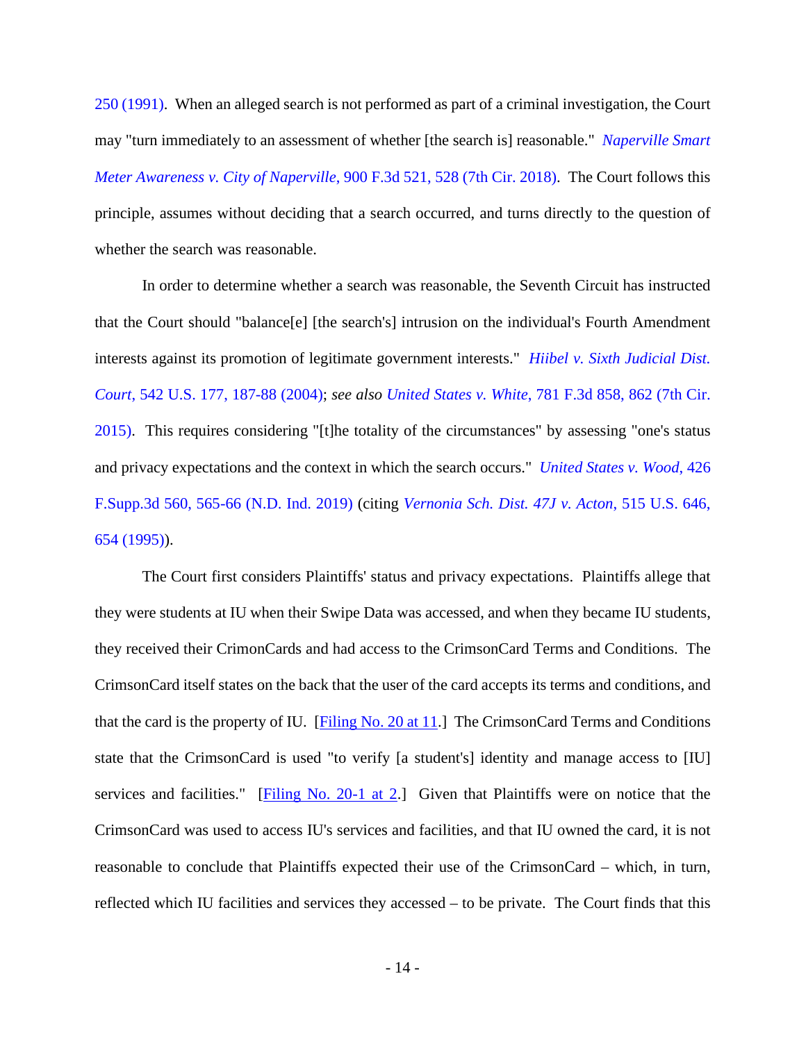250 (1991). When an alleged search is not performed as part of a criminal investigation, the Court may "turn immediately to an assessment of whether [the search is] reasonable." *Naperville Smart Meter Awareness v. City of Naperville*, 900 F.3d 521, 528 (7th Cir. 2018). The Court follows this principle, assumes without deciding that a search occurred, and turns directly to the question of whether the search was reasonable.

In order to determine whether a search was reasonable, the Seventh Circuit has instructed that the Court should "balance[e] [the search's] intrusion on the individual's Fourth Amendment interests against its promotion of legitimate government interests." *Hiibel v. Sixth Judicial Dist. Court*, 542 U.S. 177, 187-88 (2004); *see also United States v. White*, 781 F.3d 858, 862 (7th Cir. 2015). This requires considering "[t]he totality of the circumstances" by assessing "one's status and privacy expectations and the context in which the search occurs." *United States v. Wood*, 426 F.Supp.3d 560, 565-66 (N.D. Ind. 2019) (citing *Vernonia Sch. Dist. 47J v. Acton*, 515 U.S. 646, 654 (1995)).

The Court first considers Plaintiffs' status and privacy expectations. Plaintiffs allege that they were students at IU when their Swipe Data was accessed, and when they became IU students, they received their CrimonCards and had access to the CrimsonCard Terms and Conditions. The CrimsonCard itself states on the back that the user of the card accepts its terms and conditions, and that the card is the property of IU. [Filing No. 20 at 11.] The CrimsonCard Terms and Conditions state that the CrimsonCard is used "to verify [a student's] identity and manage access to [IU] services and facilities." [Filing No. 20-1 at 2.] Given that Plaintiffs were on notice that the CrimsonCard was used to access IU's services and facilities, and that IU owned the card, it is not reasonable to conclude that Plaintiffs expected their use of the CrimsonCard – which, in turn, reflected which IU facilities and services they accessed – to be private. The Court finds that this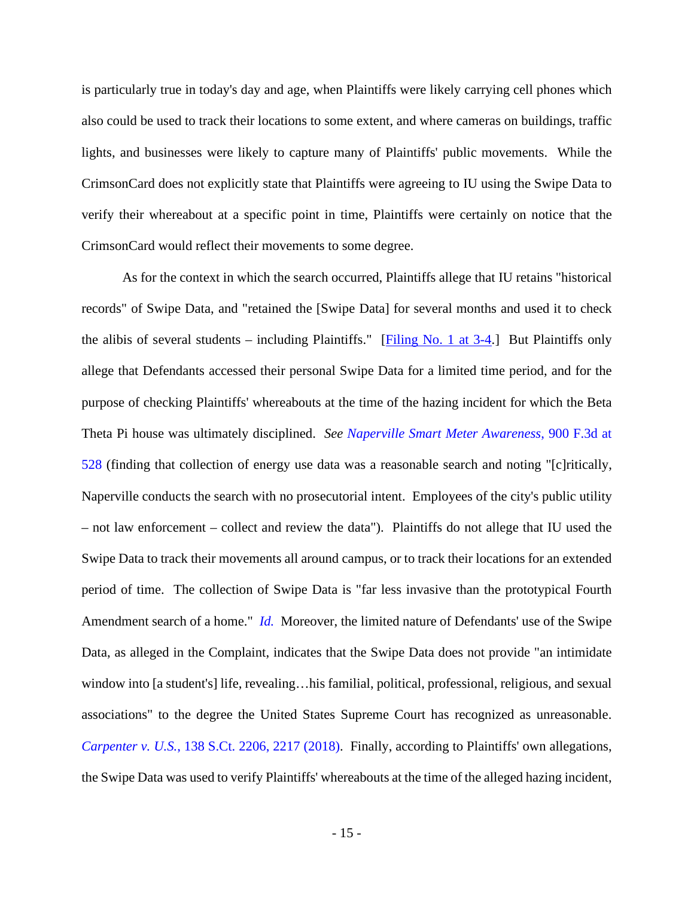is particularly true in today's day and age, when Plaintiffs were likely carrying cell phones which also could be used to track their locations to some extent, and where cameras on buildings, traffic lights, and businesses were likely to capture many of Plaintiffs' public movements. While the CrimsonCard does not explicitly state that Plaintiffs were agreeing to IU using the Swipe Data to verify their whereabout at a specific point in time, Plaintiffs were certainly on notice that the CrimsonCard would reflect their movements to some degree.

As for the context in which the search occurred, Plaintiffs allege that IU retains "historical records" of Swipe Data, and "retained the [Swipe Data] for several months and used it to check the alibis of several students – including Plaintiffs." [Filing No. 1 at 3-4.] But Plaintiffs only allege that Defendants accessed their personal Swipe Data for a limited time period, and for the purpose of checking Plaintiffs' whereabouts at the time of the hazing incident for which the Beta Theta Pi house was ultimately disciplined. *See Naperville Smart Meter Awareness*, 900 F.3d at 528 (finding that collection of energy use data was a reasonable search and noting "[c]ritically, Naperville conducts the search with no prosecutorial intent. Employees of the city's public utility – not law enforcement – collect and review the data"). Plaintiffs do not allege that IU used the Swipe Data to track their movements all around campus, or to track their locations for an extended period of time. The collection of Swipe Data is "far less invasive than the prototypical Fourth Amendment search of a home." *Id.* Moreover, the limited nature of Defendants' use of the Swipe Data, as alleged in the Complaint, indicates that the Swipe Data does not provide "an intimidate window into [a student's] life, revealing…his familial, political, professional, religious, and sexual associations" to the degree the United States Supreme Court has recognized as unreasonable. *Carpenter v. U.S.*, 138 S.Ct. 2206, 2217 (2018). Finally, according to Plaintiffs' own allegations, the Swipe Data was used to verify Plaintiffs' whereabouts at the time of the alleged hazing incident,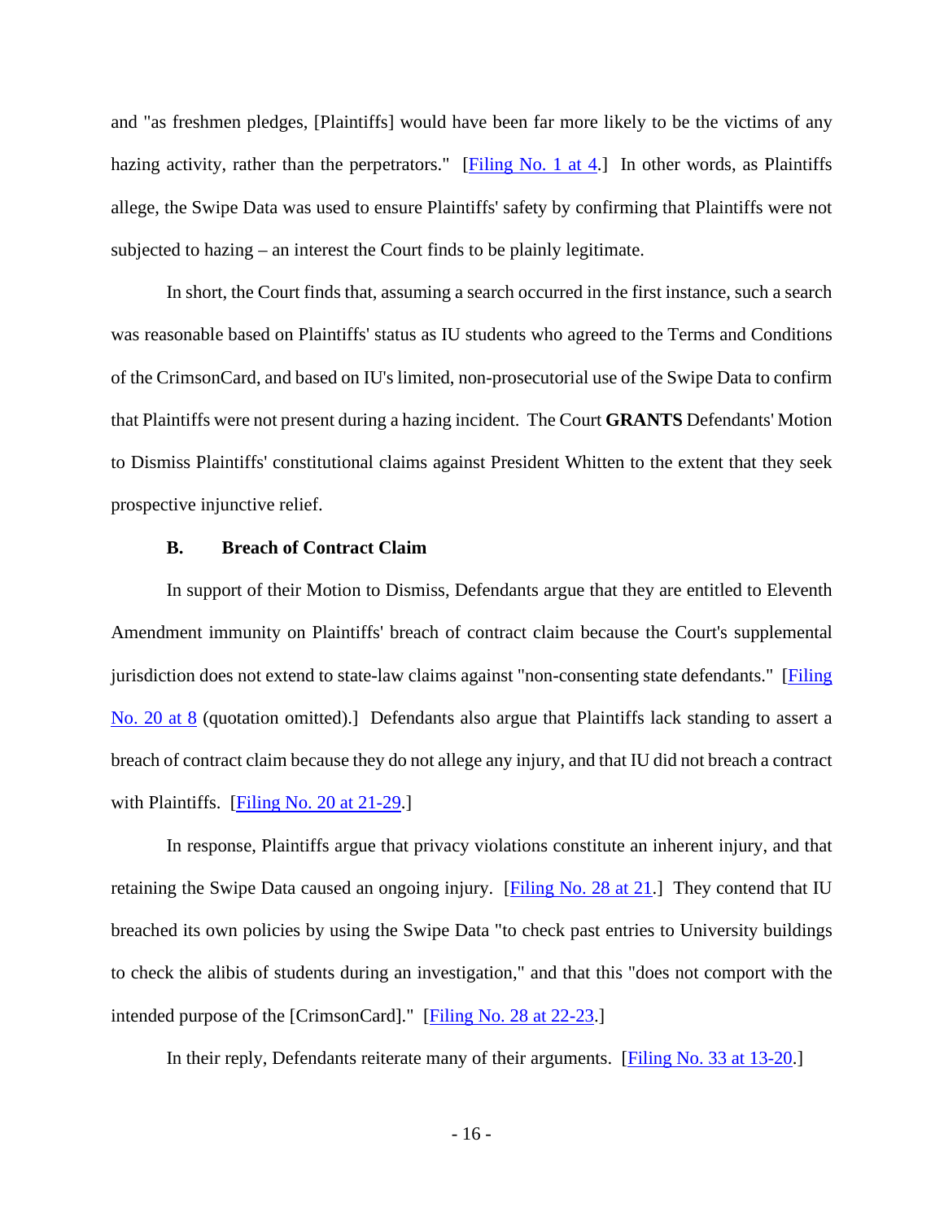and "as freshmen pledges, [Plaintiffs] would have been far more likely to be the victims of any hazing activity, rather than the perpetrators." [Filing No. 1 at 4.] In other words, as Plaintiffs allege, the Swipe Data was used to ensure Plaintiffs' safety by confirming that Plaintiffs were not subjected to hazing – an interest the Court finds to be plainly legitimate.

In short, the Court finds that, assuming a search occurred in the first instance, such a search was reasonable based on Plaintiffs' status as IU students who agreed to the Terms and Conditions of the CrimsonCard, and based on IU's limited, non-prosecutorial use of the Swipe Data to confirm that Plaintiffs were not present during a hazing incident. The Court **GRANTS** Defendants' Motion to Dismiss Plaintiffs' constitutional claims against President Whitten to the extent that they seek prospective injunctive relief.

**B. Breach of Contract Claim**

In support of their Motion to Dismiss, Defendants argue that they are entitled to Eleventh Amendment immunity on Plaintiffs' breach of contract claim because the Court's supplemental jurisdiction does not extend to state-law claims against "non-consenting state defendants." [Filing No. 20 at 8 (quotation omitted).] Defendants also argue that Plaintiffs lack standing to assert a breach of contract claim because they do not allege any injury, and that IU did not breach a contract with Plaintiffs. [Filing No. 20 at 21-29.]

In response, Plaintiffs argue that privacy violations constitute an inherent injury, and that retaining the Swipe Data caused an ongoing injury. [Filing No. 28 at 21.] They contend that IU breached its own policies by using the Swipe Data "to check past entries to University buildings to check the alibis of students during an investigation," and that this "does not comport with the intended purpose of the [CrimsonCard]." [Filing No. 28 at 22-23.]

In their reply, Defendants reiterate many of their arguments. [Filing No. 33 at 13-20.]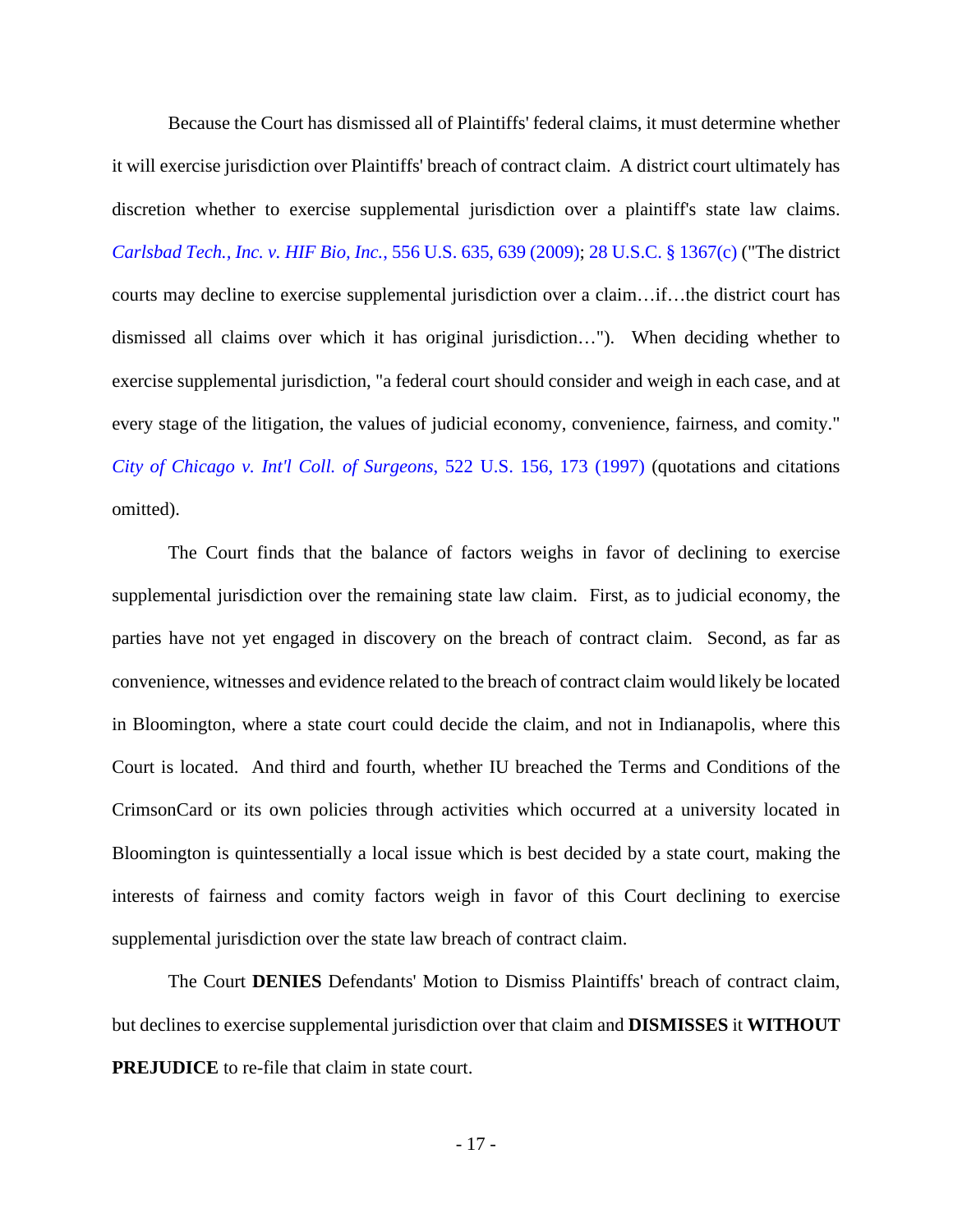Because the Court has dismissed all of Plaintiffs' federal claims, it must determine whether it will exercise jurisdiction over Plaintiffs' breach of contract claim. A district court ultimately has discretion whether to exercise supplemental jurisdiction over a plaintiff's state law claims. *Carlsbad Tech., Inc. v. HIF Bio, Inc.*, 556 U.S. 635, 639 (2009); 28 U.S.C. § 1367(c) ("The district courts may decline to exercise supplemental jurisdiction over a claim…if…the district court has dismissed all claims over which it has original jurisdiction…"). When deciding whether to exercise supplemental jurisdiction, "a federal court should consider and weigh in each case, and at every stage of the litigation, the values of judicial economy, convenience, fairness, and comity." *City of Chicago v. Int'l Coll. of Surgeons*, 522 U.S. 156, 173 (1997) (quotations and citations omitted).

The Court finds that the balance of factors weighs in favor of declining to exercise supplemental jurisdiction over the remaining state law claim. First, as to judicial economy, the parties have not yet engaged in discovery on the breach of contract claim. Second, as far as convenience, witnesses and evidence related to the breach of contract claim would likely be located in Bloomington, where a state court could decide the claim, and not in Indianapolis, where this Court is located. And third and fourth, whether IU breached the Terms and Conditions of the CrimsonCard or its own policies through activities which occurred at a university located in Bloomington is quintessentially a local issue which is best decided by a state court, making the interests of fairness and comity factors weigh in favor of this Court declining to exercise supplemental jurisdiction over the state law breach of contract claim.

The Court **DENIES** Defendants' Motion to Dismiss Plaintiffs' breach of contract claim, but declines to exercise supplemental jurisdiction over that claim and **DISMISSES** it **WITHOUT PREJUDICE** to re-file that claim in state court.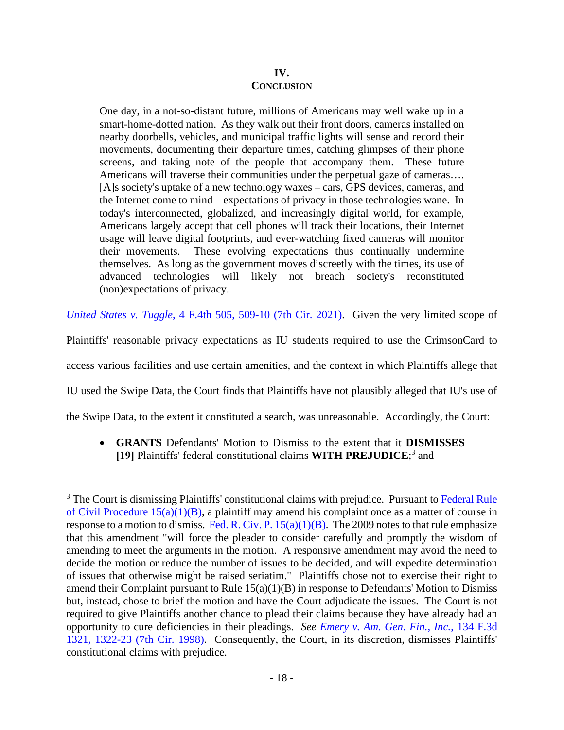## IV.
## CONCLUSION

> One day, in a not-so-distant future, millions of Americans may well wake up in a smart-home-dotted nation. As they walk out their front doors, cameras installed on nearby doorbells, vehicles, and municipal traffic lights will sense and record their movements, documenting their departure times, catching glimpses of their phone screens, and taking note of the people that accompany them. These future Americans will traverse their communities under the perpetual gaze of cameras…. [A]s society's uptake of a new technology waxes – cars, GPS devices, cameras, and the Internet come to mind – expectations of privacy in those technologies wane. In today's interconnected, globalized, and increasingly digital world, for example, Americans largely accept that cell phones will track their locations, their Internet usage will leave digital footprints, and ever-watching fixed cameras will monitor their movements. These evolving expectations thus continually undermine themselves. As long as the government moves discreetly with the times, its use of advanced technologies will likely not breach society's reconstituted (non)expectations of privacy.

*United States v. Tuggle*, 4 F.4th 505, 509-10 (7th Cir. 2021). Given the very limited scope of Plaintiffs' reasonable privacy expectations as IU students required to use the CrimsonCard to access various facilities and use certain amenities, and the context in which Plaintiffs allege that IU used the Swipe Data, the Court finds that Plaintiffs have not plausibly alleged that IU's use of the Swipe Data, to the extent it constituted a search, was unreasonable. Accordingly, the Court:

- **GRANTS** Defendants' Motion to Dismiss to the extent that it **DISMISSES [19]** Plaintiffs' federal constitutional claims **WITH PREJUDICE**;[3] and

---

[3] The Court is dismissing Plaintiffs' constitutional claims with prejudice. Pursuant to Federal Rule of Civil Procedure 15(a)(1)(B), a plaintiff may amend his complaint once as a matter of course in response to a motion to dismiss. Fed. R. Civ. P. 15(a)(1)(B). The 2009 notes to that rule emphasize that this amendment "will force the pleader to consider carefully and promptly the wisdom of amending to meet the arguments in the motion. A responsive amendment may avoid the need to decide the motion or reduce the number of issues to be decided, and will expedite determination of issues that otherwise might be raised seriatim." Plaintiffs chose not to exercise their right to amend their Complaint pursuant to Rule 15(a)(1)(B) in response to Defendants' Motion to Dismiss but, instead, chose to brief the motion and have the Court adjudicate the issues. The Court is not required to give Plaintiffs another chance to plead their claims because they have already had an opportunity to cure deficiencies in their pleadings. *See Emery v. Am. Gen. Fin., Inc.*, 134 F.3d 1321, 1322-23 (7th Cir. 1998). Consequently, the Court, in its discretion, dismisses Plaintiffs' constitutional claims with prejudice.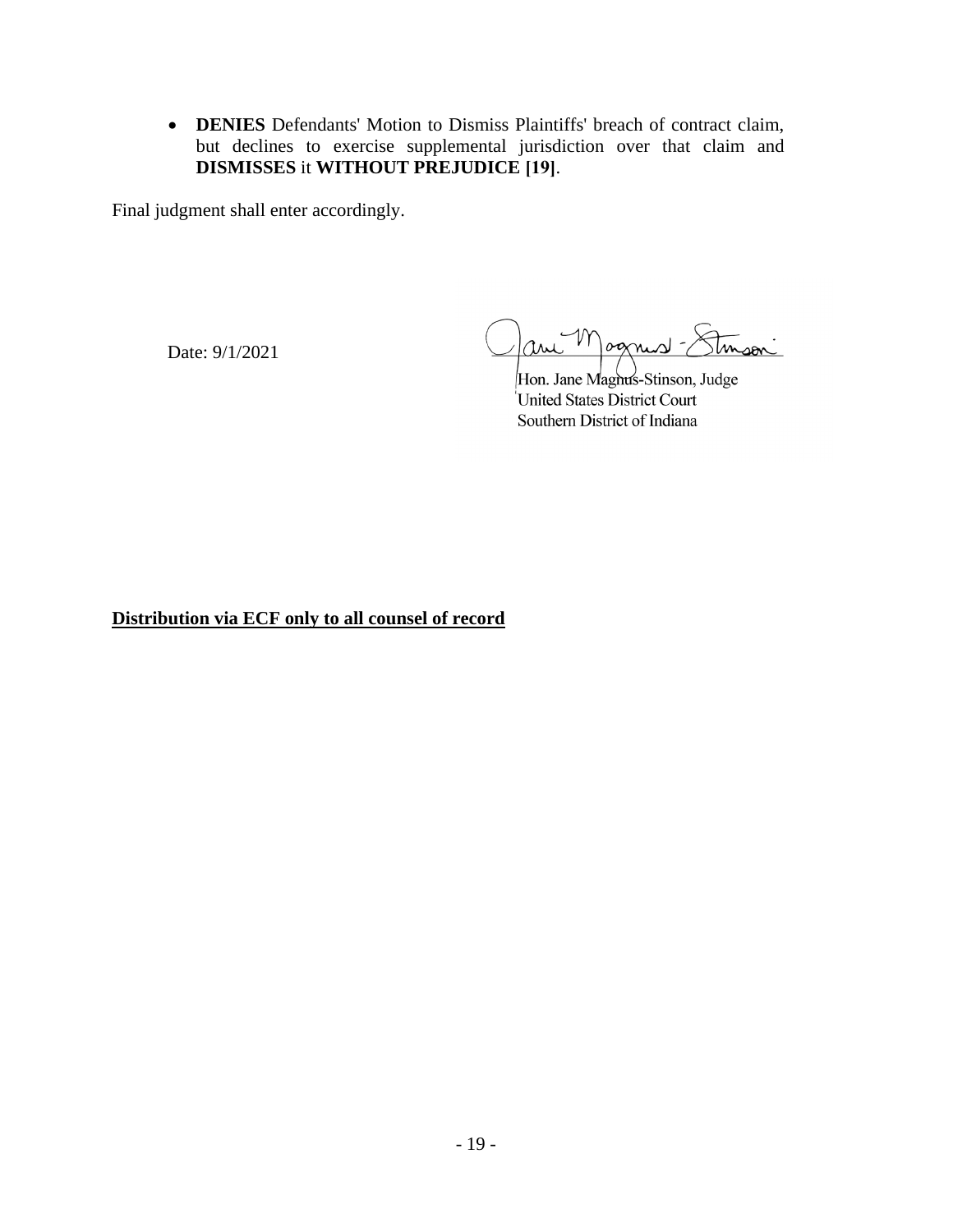- **DENIES** Defendants' Motion to Dismiss Plaintiffs' breach of contract claim, but declines to exercise supplemental jurisdiction over that claim and **DISMISSES** it **WITHOUT PREJUDICE [19]**.

Final judgment shall enter accordingly.

Date: 9/1/2021

Hon. Jane Magnus-Stinson, Judge
United States District Court
Southern District of Indiana

**Distribution via ECF only to all counsel of record**